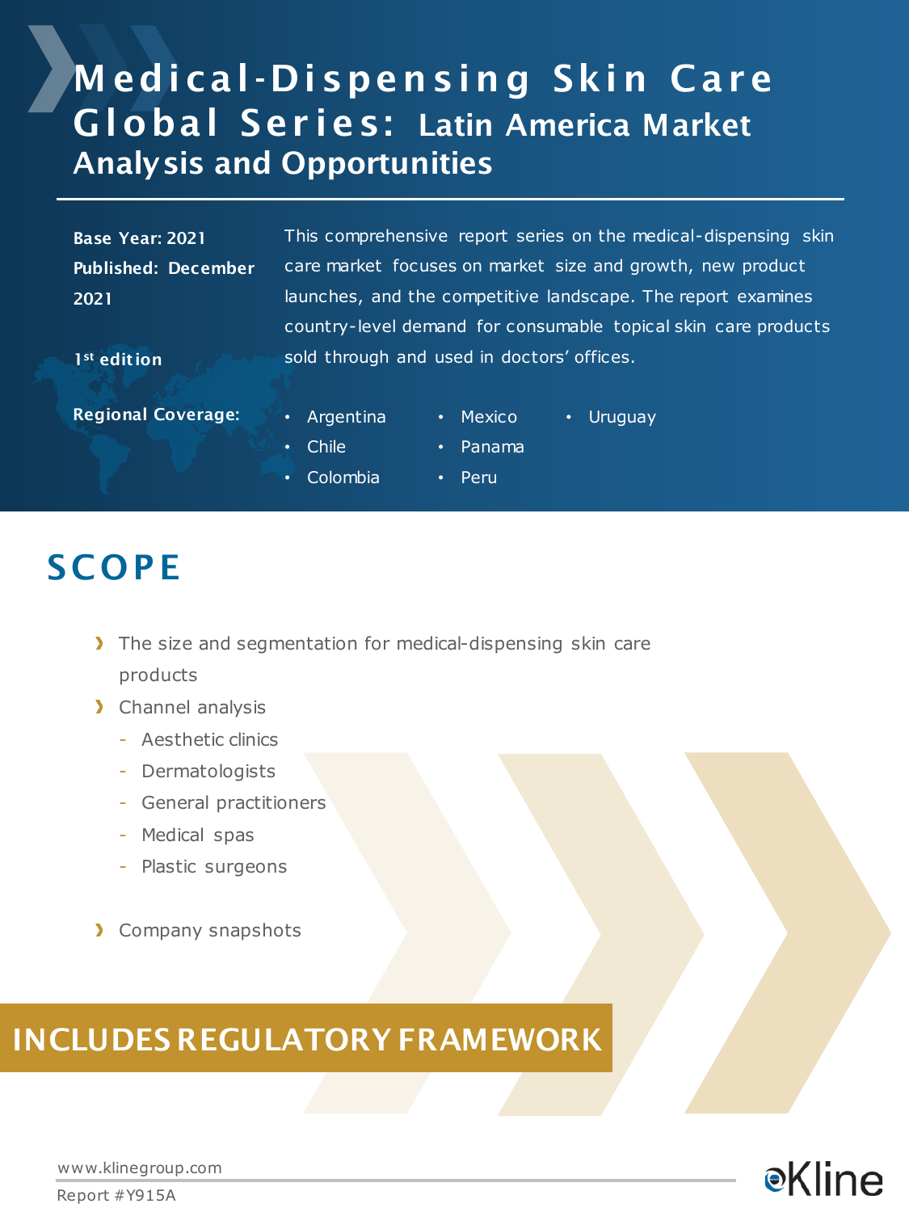# Medical-Dispensing Skin Care Global Series: Latin America Market Analysis and Opportunities

**Base Year: 2021**
**Published: December 2021**

**1st edition**

This comprehensive report series on the medical-dispensing skin care market focuses on market size and growth, new product launches, and the competitive landscape. The report examines country-level demand for consumable topical skin care products sold through and used in doctors' offices.

**Regional Coverage:**

- Argentina
- Chile
- Colombia
- Mexico
- Panama
- Peru
- Uruguay

## SCOPE

- The size and segmentation for medical-dispensing skin care products
- Channel analysis
  - Aesthetic clinics
  - Dermatologists
  - General practitioners
  - Medical spas
  - Plastic surgeons
- Company snapshots

**INCLUDES REGULATORY FRAMEWORK**

www.klinegroup.com
Report #Y915A

Kline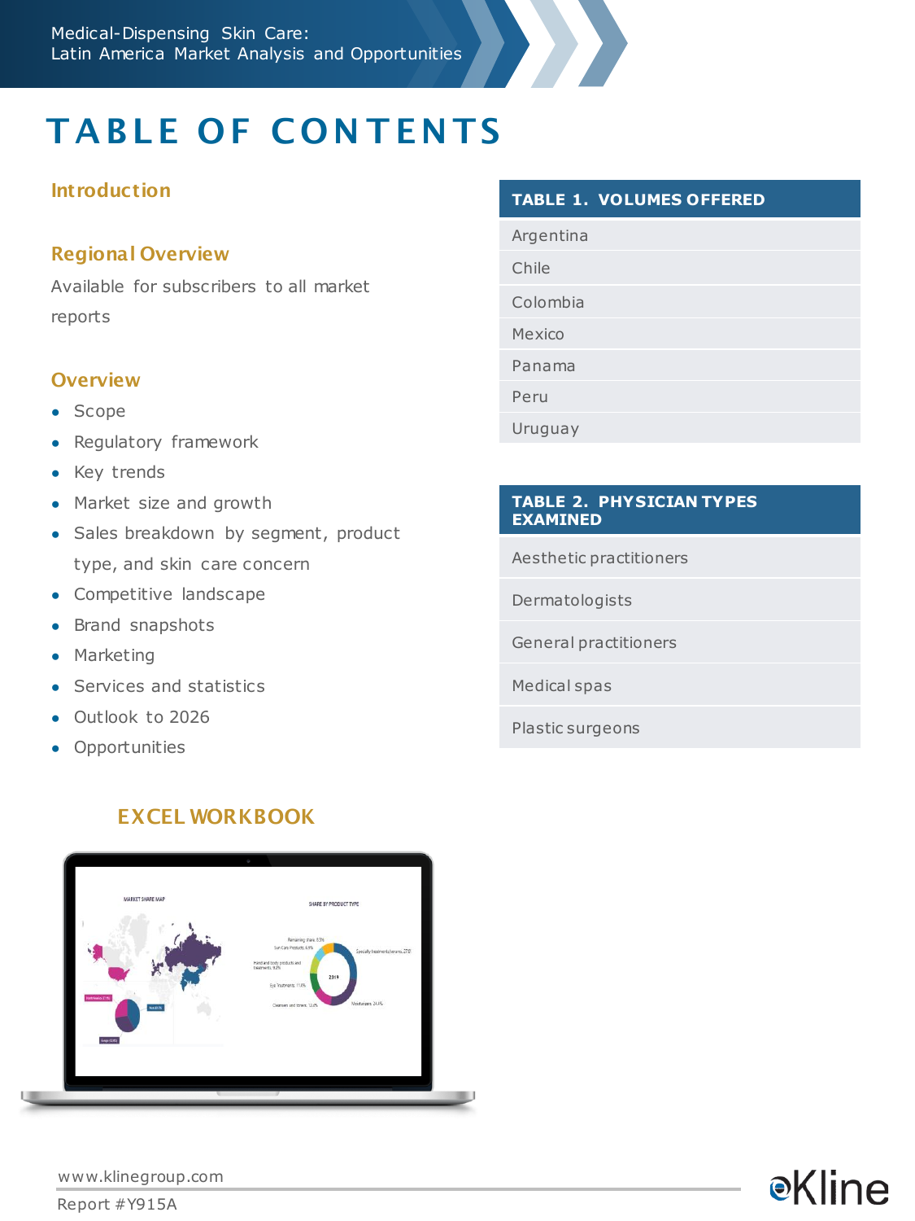# TABLE OF CONTENTS

## Introduction

## Regional Overview

Available for subscribers to all market reports

## Overview

- Scope
- Regulatory framework
- Key trends
- Market size and growth
- Sales breakdown by segment, product type, and skin care concern
- Competitive landscape
- Brand snapshots
- Marketing
- Services and statistics
- Outlook to 2026
- Opportunities

| TABLE 1. VOLUMES OFFERED |
|---|
| Argentina |
| Chile |
| Colombia |
| Mexico |
| Panama |
| Peru |
| Uruguay |

| TABLE 2. PHYSICIAN TYPES EXAMINED |
|---|
| Aesthetic practitioners |
| Dermatologists |
| General practitioners |
| Medical spas |
| Plastic surgeons |

## EXCEL WORKBOOK

www.klinegroup.com

Report #Y915A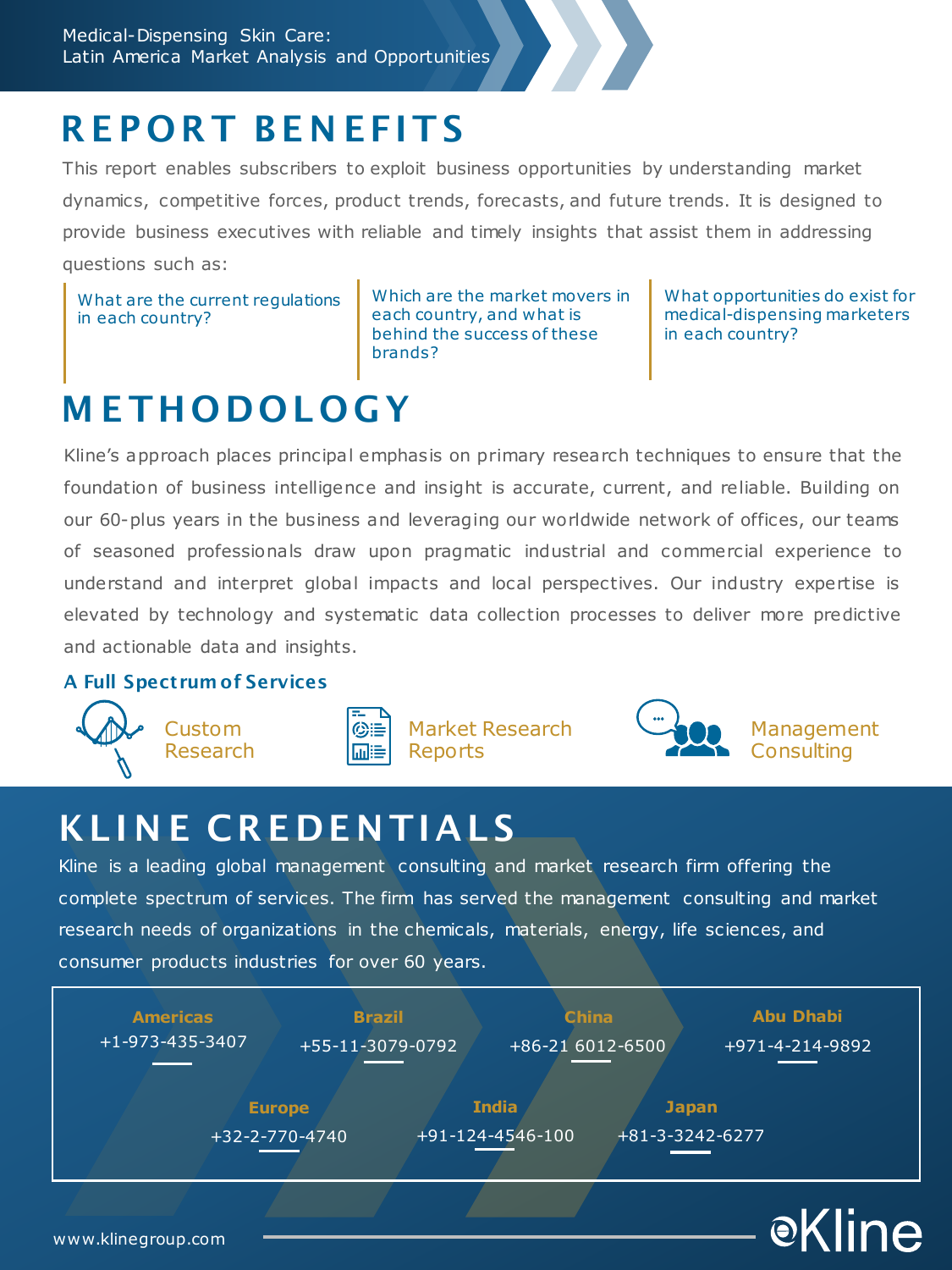Medical-Dispensing Skin Care:
Latin America Market Analysis and Opportunities

# REPORT BENEFITS

This report enables subscribers to exploit business opportunities by understanding market dynamics, competitive forces, product trends, forecasts, and future trends. It is designed to provide business executives with reliable and timely insights that assist them in addressing questions such as:

- What are the current regulations in each country?
- Which are the market movers in each country, and what is behind the success of these brands?
- What opportunities do exist for medical-dispensing marketers in each country?

# METHODOLOGY

Kline's approach places principal emphasis on primary research techniques to ensure that the foundation of business intelligence and insight is accurate, current, and reliable. Building on our 60-plus years in the business and leveraging our worldwide network of offices, our teams of seasoned professionals draw upon pragmatic industrial and commercial experience to understand and interpret global impacts and local perspectives. Our industry expertise is elevated by technology and systematic data collection processes to deliver more predictive and actionable data and insights.

### A Full Spectrum of Services

- Custom Research
- Market Research Reports
- Management Consulting

# KLINE CREDENTIALS

Kline is a leading global management consulting and market research firm offering the complete spectrum of services. The firm has served the management consulting and market research needs of organizations in the chemicals, materials, energy, life sciences, and consumer products industries for over 60 years.

**Americas**
+1-973-435-3407

**Brazil**
+55-11-3079-0792

**China**
+86-21 6012-6500

**Abu Dhabi**
+971-4-214-9892

**Europe**
+32-2-770-4740

**India**
+91-124-4546-100

**Japan**
+81-3-3242-6277

www.klinegroup.com

Kline